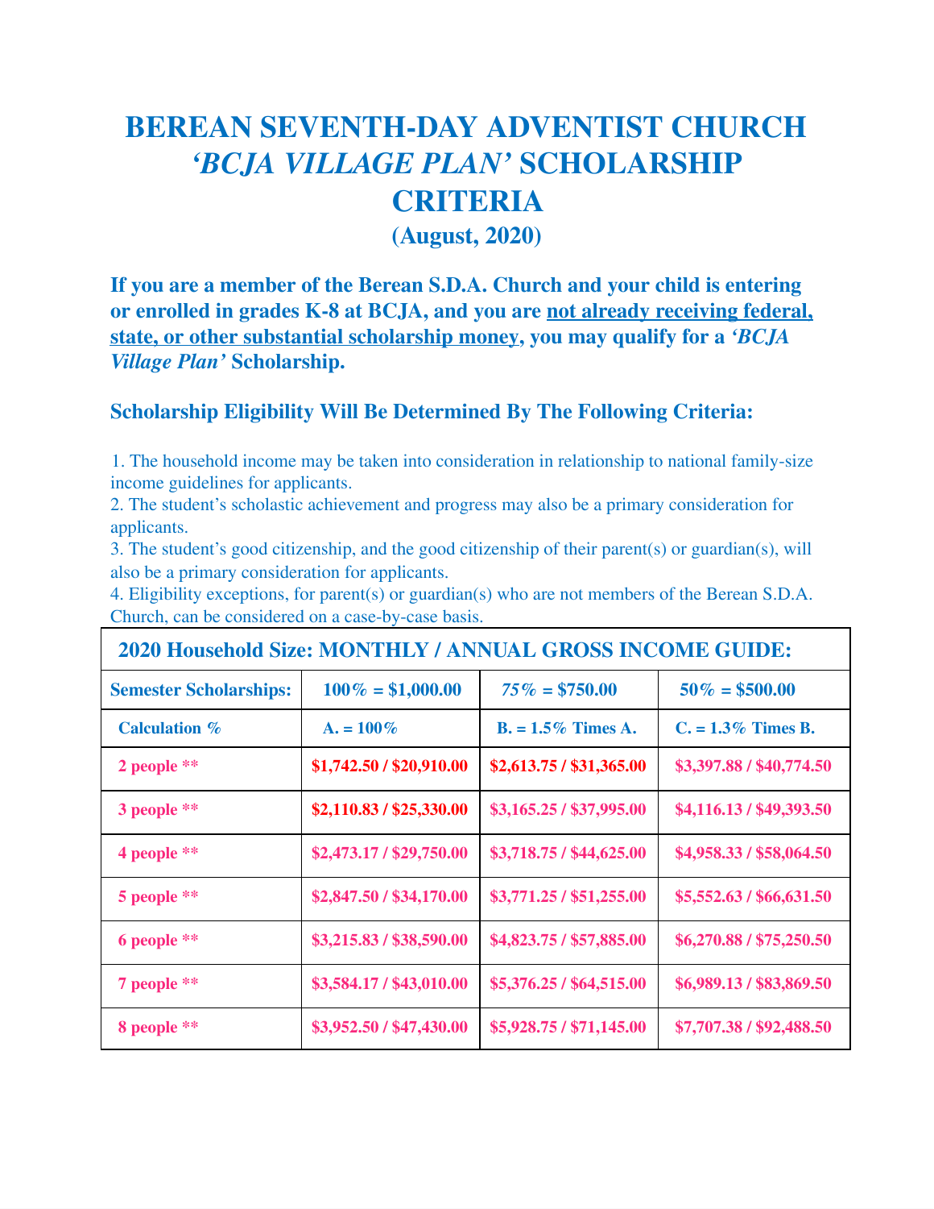# BEREAN SEVENTH-DAY ADVENTIST CHURCH *'BCJA VILLAGE PLAN'* SCHOLARSHIP CRITERIA

## (August, 2020)

**If you are a member of the Berean S.D.A. Church and your child is entering or enrolled in grades K-8 at BCJA, and you are <u>not already receiving federal, state, or other substantial scholarship money</u>, you may qualify for a *'BCJA Village Plan'* Scholarship.**

### Scholarship Eligibility Will Be Determined By The Following Criteria:

1. The household income may be taken into consideration in relationship to national family-size income guidelines for applicants.
2. The student's scholastic achievement and progress may also be a primary consideration for applicants.
3. The student's good citizenship, and the good citizenship of their parent(s) or guardian(s), will also be a primary consideration for applicants.
4. Eligibility exceptions, for parent(s) or guardian(s) who are not members of the Berean S.D.A. Church, can be considered on a case-by-case basis.

| **2020 Household Size: MONTHLY / ANNUAL GROSS INCOME GUIDE:** | | | |
|---|---|---|---|
| **Semester Scholarships:** | **100% = $1,000.00** | ***75%* = $750.00** | **50% = $500.00** |
| **Calculation %** | **A. = 100%** | **B. = 1.5% Times A.** | **C. = 1.3% Times B.** |
| **2 people \*\*** | **$1,742.50 / $20,910.00** | **$2,613.75 / $31,365.00** | **$3,397.88 / $40,774.50** |
| **3 people \*\*** | **$2,110.83 / $25,330.00** | **$3,165.25 / $37,995.00** | **$4,116.13 / $49,393.50** |
| **4 people \*\*** | **$2,473.17 / $29,750.00** | **$3,718.75 / $44,625.00** | **$4,958.33 / $58,064.50** |
| **5 people \*\*** | **$2,847.50 / $34,170.00** | **$3,771.25 / $51,255.00** | **$5,552.63 / $66,631.50** |
| **6 people \*\*** | **$3,215.83 / $38,590.00** | **$4,823.75 / $57,885.00** | **$6,270.88 / $75,250.50** |
| **7 people \*\*** | **$3,584.17 / $43,010.00** | **$5,376.25 / $64,515.00** | **$6,989.13 / $83,869.50** |
| **8 people \*\*** | **$3,952.50 / $47,430.00** | **$5,928.75 / $71,145.00** | **$7,707.38 / $92,488.50** |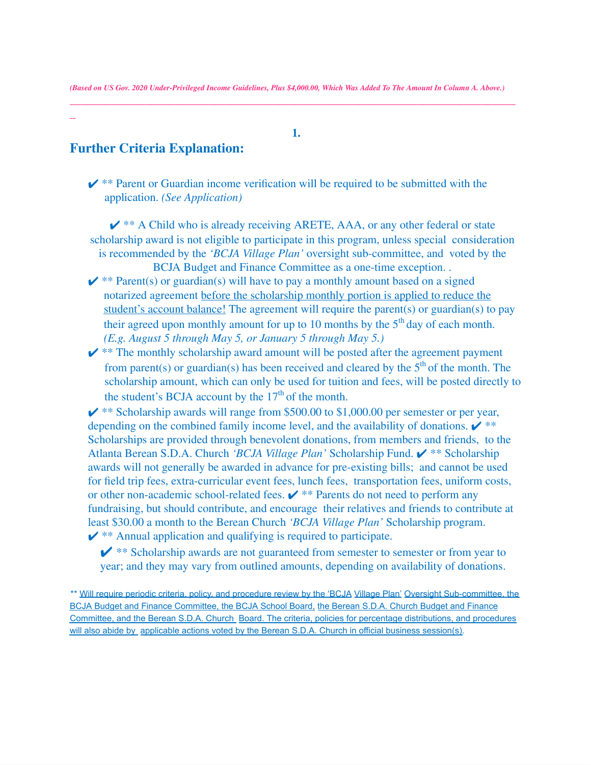*(Based on US Gov. 2020 Under-Privileged Income Guidelines, Plus $4,000.00, Which Was Added To The Amount In Column A. Above.)*

---

1.

## Further Criteria Explanation:

- ✔ ** Parent or Guardian income verification will be required to be submitted with the application. *(See Application)*

- ✔ ** A Child who is already receiving ARETE, AAA, or any other federal or state scholarship award is not eligible to participate in this program, unless special consideration is recommended by the *'BCJA Village Plan'* oversight sub-committee, and voted by the BCJA Budget and Finance Committee as a one-time exception. .

- ✔ ** Parent(s) or guardian(s) will have to pay a monthly amount based on a signed notarized agreement before the scholarship monthly portion is applied to reduce the student's account balance! The agreement will require the parent(s) or guardian(s) to pay their agreed upon monthly amount for up to 10 months by the 5th day of each month. *(E.g. August 5 through May 5, or January 5 through May 5.)*

- ✔ ** The monthly scholarship award amount will be posted after the agreement payment from parent(s) or guardian(s) has been received and cleared by the 5th of the month. The scholarship amount, which can only be used for tuition and fees, will be posted directly to the student's BCJA account by the 17th of the month.

- ✔ ** Scholarship awards will range from $500.00 to $1,000.00 per semester or per year, depending on the combined family income level, and the availability of donations. ✔ ** Scholarships are provided through benevolent donations, from members and friends, to the Atlanta Berean S.D.A. Church *'BCJA Village Plan'* Scholarship Fund. ✔ ** Scholarship awards will not generally be awarded in advance for pre-existing bills; and cannot be used for field trip fees, extra-curricular event fees, lunch fees, transportation fees, uniform costs, or other non-academic school-related fees. ✔ ** Parents do not need to perform any fundraising, but should contribute, and encourage their relatives and friends to contribute at least $30.00 a month to the Berean Church *'BCJA Village Plan'* Scholarship program.

- ✔ ** Annual application and qualifying is required to participate.

- ✔ ** Scholarship awards are not guaranteed from semester to semester or from year to year; and they may vary from outlined amounts, depending on availability of donations.

** Will require periodic criteria, policy, and procedure review by the 'BCJA Village Plan' Oversight Sub-committee, the BCJA Budget and Finance Committee, the BCJA School Board, the Berean S.D.A. Church Budget and Finance Committee, and the Berean S.D.A. Church Board. The criteria, policies for percentage distributions, and procedures will also abide by applicable actions voted by the Berean S.D.A. Church in official business session(s).